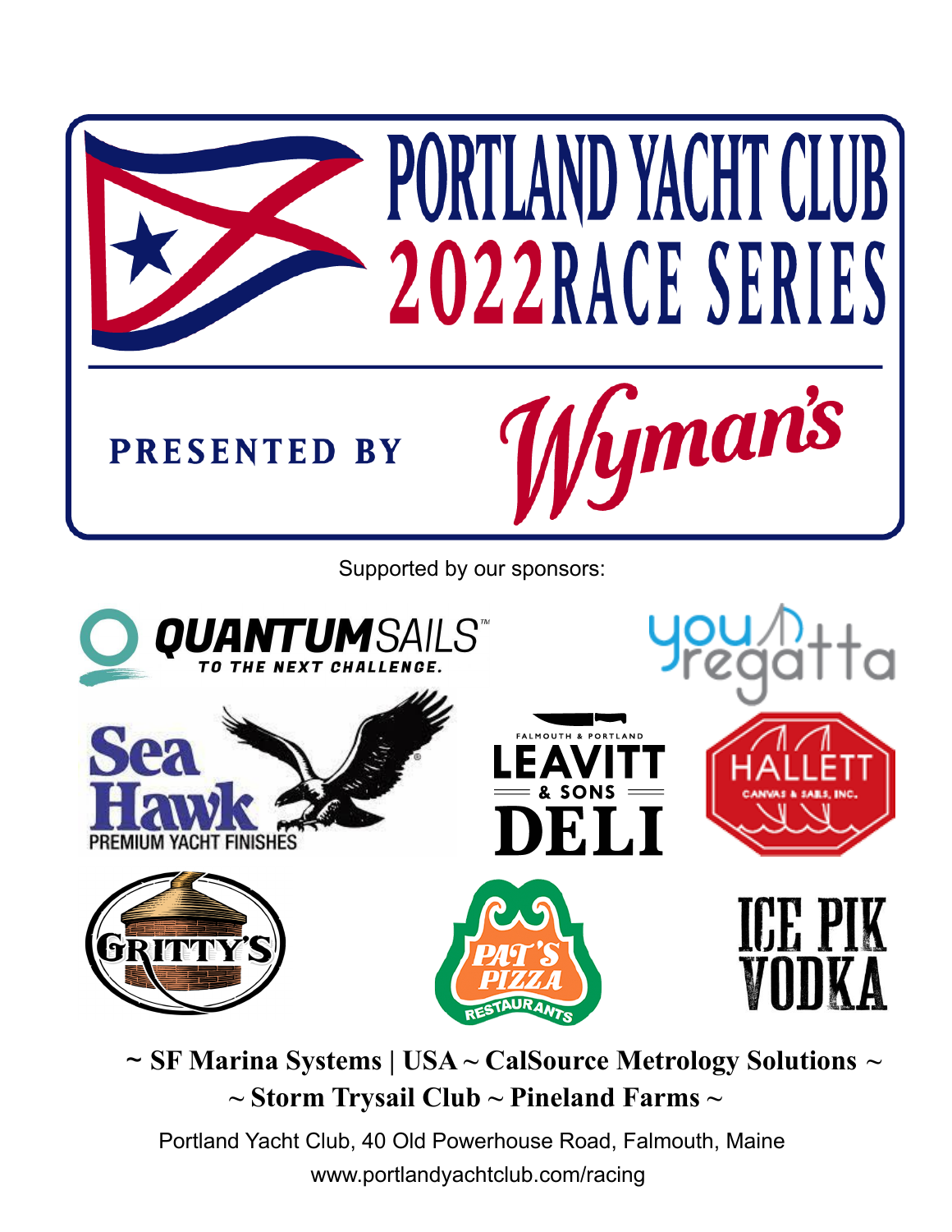# PORTLAND YACHT CLUB 2022 RACE SERIES

**PRESENTED BY** Wyman's

Supported by our sponsors:

QUANTUM SAILS™ — TO THE NEXT CHALLENGE.

youregatta

Sea Hawk — PREMIUM YACHT FINISHES

FALMOUTH & PORTLAND LEAVITT & SONS DELI

HALLETT CANVAS & SAILS, INC.

GRITTY'S

PAT'S PIZZA RESTAURANTS

ICE PIK VODKA

**~ SF Marina Systems | USA ~ CalSource Metrology Solutions ~**

**~ Storm Trysail Club ~ Pineland Farms ~**

Portland Yacht Club, 40 Old Powerhouse Road, Falmouth, Maine

www.portlandyachtclub.com/racing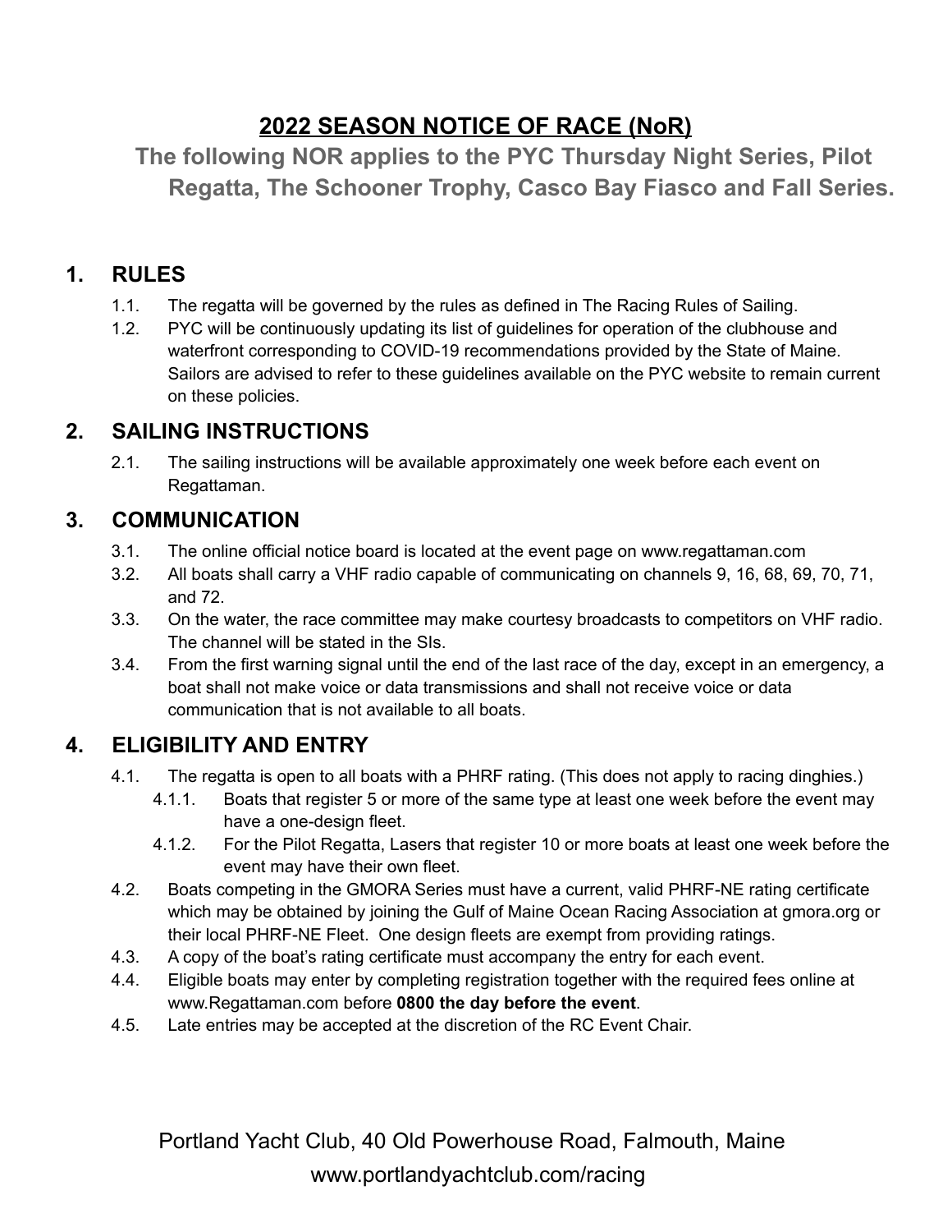# 2022 SEASON NOTICE OF RACE (NoR)

**The following NOR applies to the PYC Thursday Night Series, Pilot Regatta, The Schooner Trophy, Casco Bay Fiasco and Fall Series.**

## 1. RULES

1.1. The regatta will be governed by the rules as defined in The Racing Rules of Sailing.

1.2. PYC will be continuously updating its list of guidelines for operation of the clubhouse and waterfront corresponding to COVID-19 recommendations provided by the State of Maine. Sailors are advised to refer to these guidelines available on the PYC website to remain current on these policies.

## 2. SAILING INSTRUCTIONS

2.1. The sailing instructions will be available approximately one week before each event on Regattaman.

## 3. COMMUNICATION

3.1. The online official notice board is located at the event page on www.regattaman.com

3.2. All boats shall carry a VHF radio capable of communicating on channels 9, 16, 68, 69, 70, 71, and 72.

3.3. On the water, the race committee may make courtesy broadcasts to competitors on VHF radio. The channel will be stated in the SIs.

3.4. From the first warning signal until the end of the last race of the day, except in an emergency, a boat shall not make voice or data transmissions and shall not receive voice or data communication that is not available to all boats.

## 4. ELIGIBILITY AND ENTRY

4.1. The regatta is open to all boats with a PHRF rating. (This does not apply to racing dinghies.)

4.1.1. Boats that register 5 or more of the same type at least one week before the event may have a one-design fleet.

4.1.2. For the Pilot Regatta, Lasers that register 10 or more boats at least one week before the event may have their own fleet.

4.2. Boats competing in the GMORA Series must have a current, valid PHRF-NE rating certificate which may be obtained by joining the Gulf of Maine Ocean Racing Association at gmora.org or their local PHRF-NE Fleet. One design fleets are exempt from providing ratings.

4.3. A copy of the boat's rating certificate must accompany the entry for each event.

4.4. Eligible boats may enter by completing registration together with the required fees online at www.Regattaman.com before **0800 the day before the event**.

4.5. Late entries may be accepted at the discretion of the RC Event Chair.

Portland Yacht Club, 40 Old Powerhouse Road, Falmouth, Maine
www.portlandyachtclub.com/racing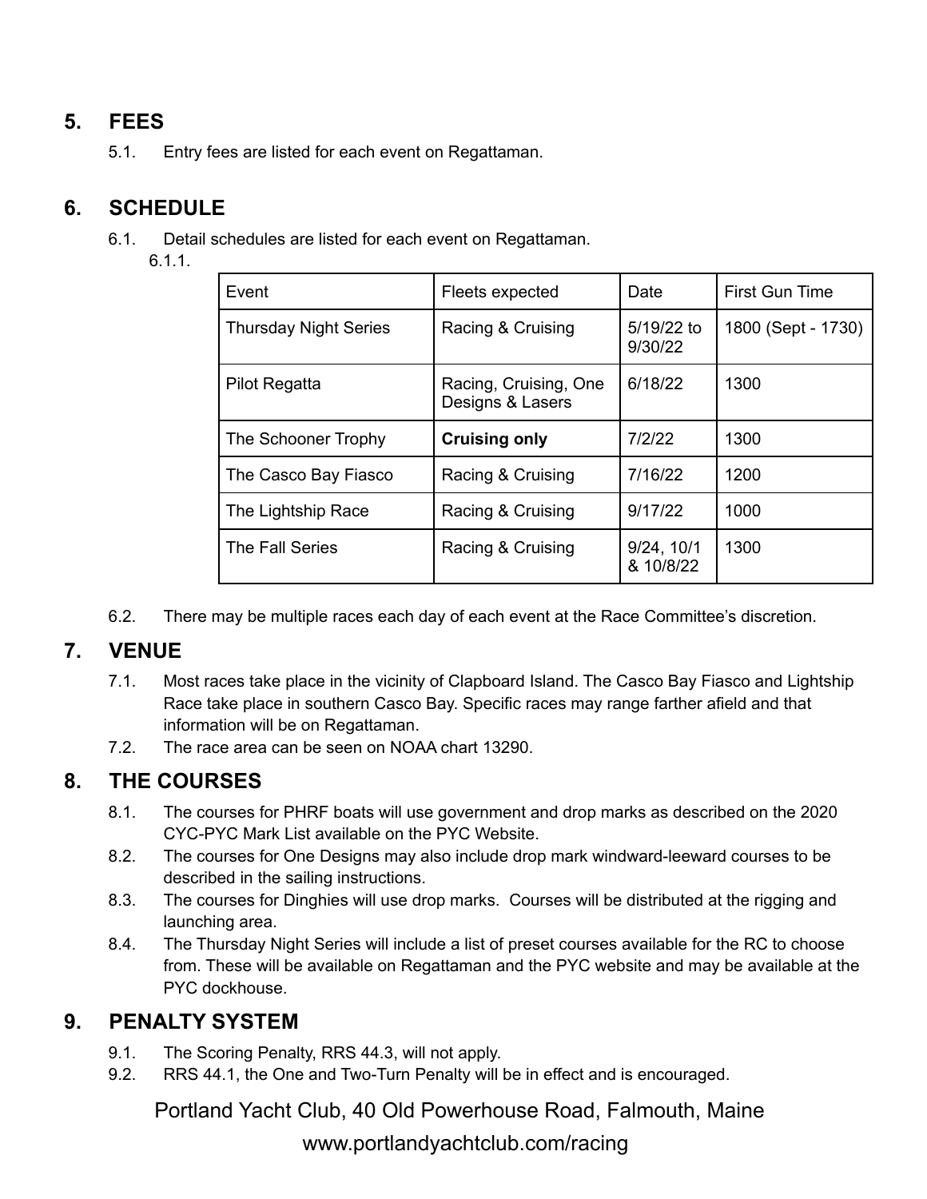## 5. FEES

5.1. Entry fees are listed for each event on Regattaman.

## 6. SCHEDULE

6.1. Detail schedules are listed for each event on Regattaman.

6.1.1.

| Event | Fleets expected | Date | First Gun Time |
|---|---|---|---|
| Thursday Night Series | Racing & Cruising | 5/19/22 to 9/30/22 | 1800 (Sept - 1730) |
| Pilot Regatta | Racing, Cruising, One Designs & Lasers | 6/18/22 | 1300 |
| The Schooner Trophy | **Cruising only** | 7/2/22 | 1300 |
| The Casco Bay Fiasco | Racing & Cruising | 7/16/22 | 1200 |
| The Lightship Race | Racing & Cruising | 9/17/22 | 1000 |
| The Fall Series | Racing & Cruising | 9/24, 10/1 & 10/8/22 | 1300 |

6.2. There may be multiple races each day of each event at the Race Committee's discretion.

## 7. VENUE

7.1. Most races take place in the vicinity of Clapboard Island. The Casco Bay Fiasco and Lightship Race take place in southern Casco Bay. Specific races may range farther afield and that information will be on Regattaman.

7.2. The race area can be seen on NOAA chart 13290.

## 8. THE COURSES

8.1. The courses for PHRF boats will use government and drop marks as described on the 2020 CYC-PYC Mark List available on the PYC Website.

8.2. The courses for One Designs may also include drop mark windward-leeward courses to be described in the sailing instructions.

8.3. The courses for Dinghies will use drop marks. Courses will be distributed at the rigging and launching area.

8.4. The Thursday Night Series will include a list of preset courses available for the RC to choose from. These will be available on Regattaman and the PYC website and may be available at the PYC dockhouse.

## 9. PENALTY SYSTEM

9.1. The Scoring Penalty, RRS 44.3, will not apply.

9.2. RRS 44.1, the One and Two-Turn Penalty will be in effect and is encouraged.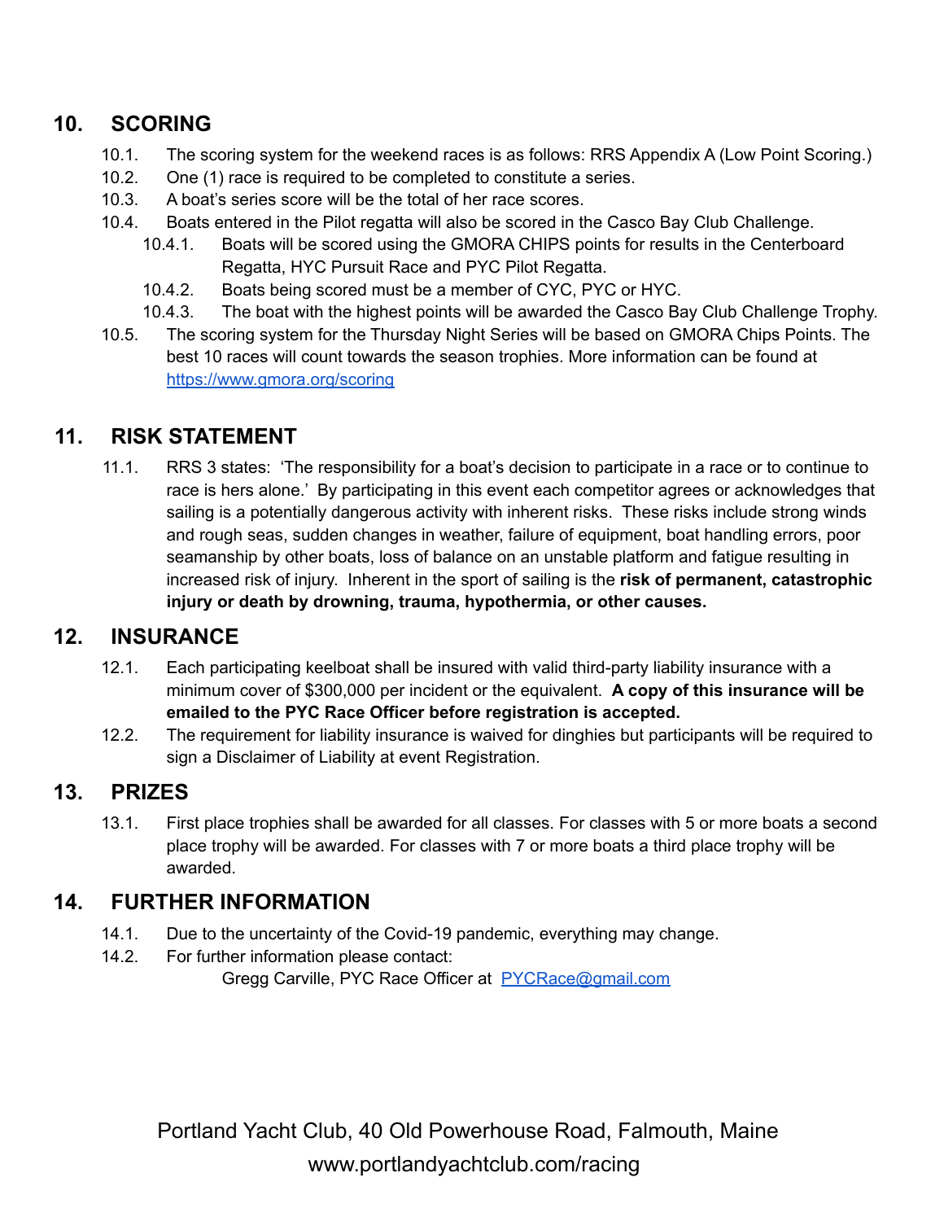## 10. SCORING

10.1. The scoring system for the weekend races is as follows: RRS Appendix A (Low Point Scoring.)

10.2. One (1) race is required to be completed to constitute a series.

10.3. A boat's series score will be the total of her race scores.

10.4. Boats entered in the Pilot regatta will also be scored in the Casco Bay Club Challenge.

10.4.1. Boats will be scored using the GMORA CHIPS points for results in the Centerboard Regatta, HYC Pursuit Race and PYC Pilot Regatta.

10.4.2. Boats being scored must be a member of CYC, PYC or HYC.

10.4.3. The boat with the highest points will be awarded the Casco Bay Club Challenge Trophy.

10.5. The scoring system for the Thursday Night Series will be based on GMORA Chips Points. The best 10 races will count towards the season trophies. More information can be found at https://www.gmora.org/scoring

## 11. RISK STATEMENT

11.1. RRS 3 states: 'The responsibility for a boat's decision to participate in a race or to continue to race is hers alone.' By participating in this event each competitor agrees or acknowledges that sailing is a potentially dangerous activity with inherent risks. These risks include strong winds and rough seas, sudden changes in weather, failure of equipment, boat handling errors, poor seamanship by other boats, loss of balance on an unstable platform and fatigue resulting in increased risk of injury. Inherent in the sport of sailing is the **risk of permanent, catastrophic injury or death by drowning, trauma, hypothermia, or other causes.**

## 12. INSURANCE

12.1. Each participating keelboat shall be insured with valid third-party liability insurance with a minimum cover of $300,000 per incident or the equivalent. **A copy of this insurance will be emailed to the PYC Race Officer before registration is accepted.**

12.2. The requirement for liability insurance is waived for dinghies but participants will be required to sign a Disclaimer of Liability at event Registration.

## 13. PRIZES

13.1. First place trophies shall be awarded for all classes. For classes with 5 or more boats a second place trophy will be awarded. For classes with 7 or more boats a third place trophy will be awarded.

## 14. FURTHER INFORMATION

14.1. Due to the uncertainty of the Covid-19 pandemic, everything may change.

14.2. For further information please contact:

Gregg Carville, PYC Race Officer at PYCRace@gmail.com

Portland Yacht Club, 40 Old Powerhouse Road, Falmouth, Maine
www.portlandyachtclub.com/racing